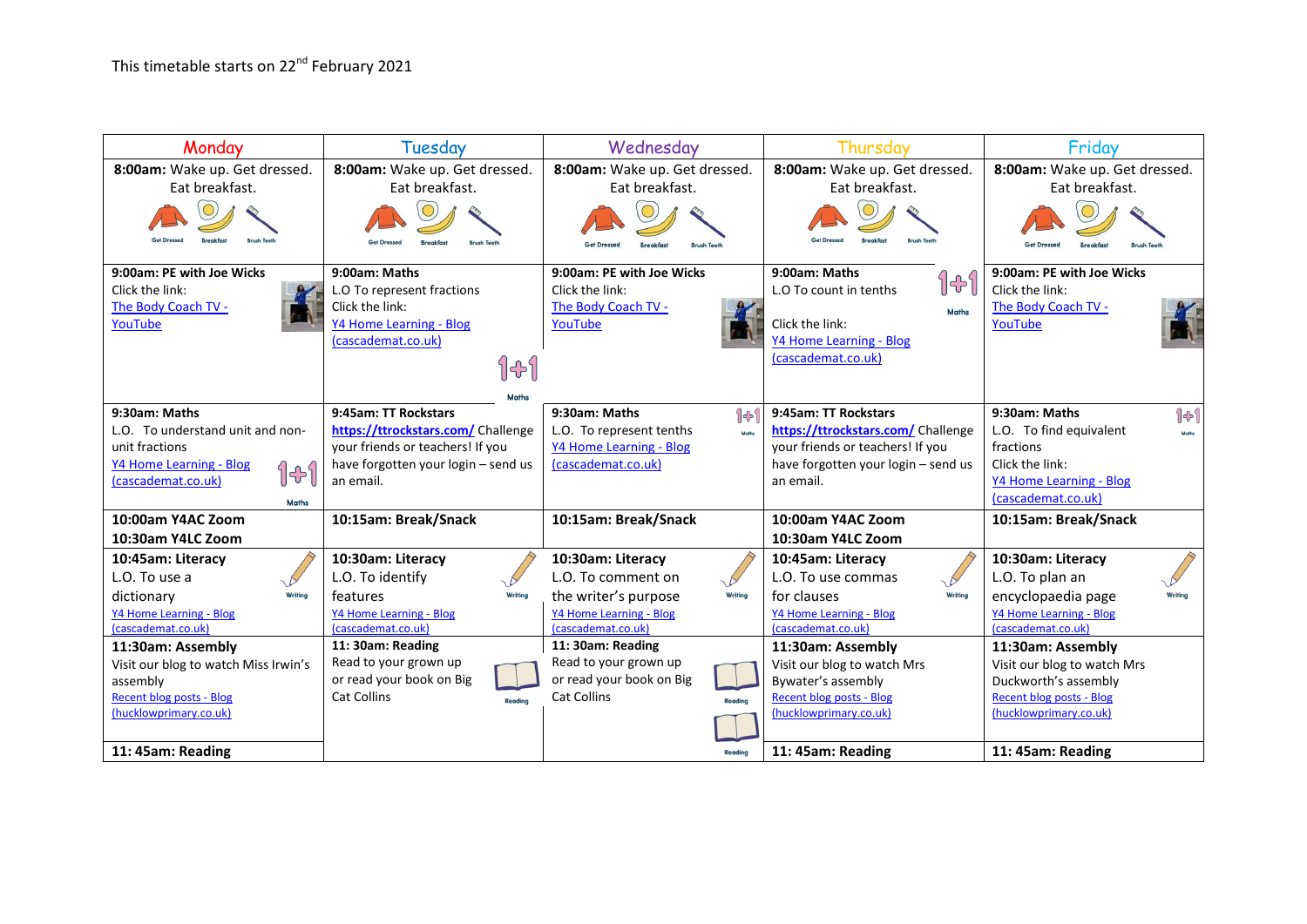This timetable starts on 22nd February 2021

| Monday | Tuesday | Wednesday | Thursday | Friday |
| --- | --- | --- | --- | --- |
| **8:00am:** Wake up. Get dressed. Eat breakfast. Get Dressed Breakfast Brush Teeth | **8:00am:** Wake up. Get dressed. Eat breakfast. Get Dressed Breakfast Brush Teeth | **8:00am:** Wake up. Get dressed. Eat breakfast. Get Dressed Breakfast Brush Teeth | **8:00am:** Wake up. Get dressed. Eat breakfast. Get Dressed Breakfast Brush Teeth | **8:00am:** Wake up. Get dressed. Eat breakfast. Get Dressed Breakfast Brush Teeth |
| **9:00am: PE with Joe Wicks** Click the link: The Body Coach TV - YouTube | **9:00am: Maths** L.O To represent fractions Click the link: Y4 Home Learning - Blog (cascademat.co.uk) Maths | **9:00am: PE with Joe Wicks** Click the link: The Body Coach TV - YouTube | **9:00am: Maths** L.O To count in tenths Maths Click the link: Y4 Home Learning - Blog (cascademat.co.uk) | **9:00am: PE with Joe Wicks** Click the link: The Body Coach TV - YouTube |
| **9:30am: Maths** L.O. To understand unit and non-unit fractions Y4 Home Learning - Blog (cascademat.co.uk) Maths | **9:45am: TT Rockstars** **https://ttrockstars.com/** Challenge your friends or teachers! If you have forgotten your login – send us an email. | **9:30am: Maths** L.O. To represent tenths Y4 Home Learning - Blog (cascademat.co.uk) Maths | **9:45am: TT Rockstars** **https://ttrockstars.com/** Challenge your friends or teachers! If you have forgotten your login – send us an email. | **9:30am: Maths** L.O. To find equivalent fractions Click the link: Y4 Home Learning - Blog (cascademat.co.uk) Maths |
| **10:00am Y4AC Zoom** **10:30am Y4LC Zoom** | **10:15am: Break/Snack** | **10:15am: Break/Snack** | **10:00am Y4AC Zoom** **10:30am Y4LC Zoom** | **10:15am: Break/Snack** |
| **10:45am: Literacy** L.O. To use a dictionary Writing Y4 Home Learning - Blog (cascademat.co.uk) | **10:30am: Literacy** L.O. To identify features Writing Y4 Home Learning - Blog (cascademat.co.uk) | **10:30am: Literacy** L.O. To comment on the writer's purpose Writing Y4 Home Learning - Blog (cascademat.co.uk) | **10:45am: Literacy** L.O. To use commas for clauses Writing Y4 Home Learning - Blog (cascademat.co.uk) | **10:30am: Literacy** L.O. To plan an encyclopaedia page Writing Y4 Home Learning - Blog (cascademat.co.uk) |
| **11:30am: Assembly** Visit our blog to watch Miss Irwin's assembly Recent blog posts - Blog (hucklowprimary.co.uk) | **11: 30am: Reading** Read to your grown up or read your book on Big Cat Collins Reading | **11: 30am: Reading** Read to your grown up or read your book on Big Cat Collins Reading Reading | **11:30am: Assembly** Visit our blog to watch Mrs Bywater's assembly Recent blog posts - Blog (hucklowprimary.co.uk) | **11:30am: Assembly** Visit our blog to watch Mrs Duckworth's assembly Recent blog posts - Blog (hucklowprimary.co.uk) |
| **11: 45am: Reading** | | | **11: 45am: Reading** | **11: 45am: Reading** |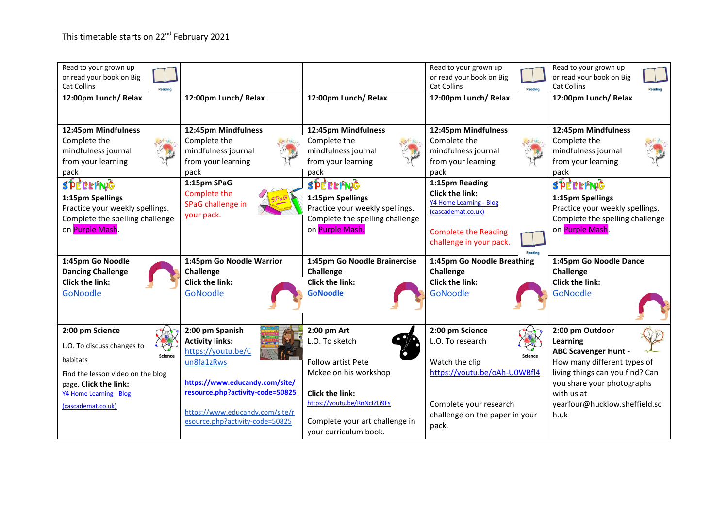This timetable starts on 22nd February 2021

| | | | | |
|---|---|---|---|---|
| Read to your grown up or read your book on Big Cat Collins | | | Read to your grown up or read your book on Big Cat Collins | Read to your grown up or read your book on Big Cat Collins |
| **12:00pm Lunch/ Relax** | **12:00pm Lunch/ Relax** | **12:00pm Lunch/ Relax** | **12:00pm Lunch/ Relax** | **12:00pm Lunch/ Relax** |
| **12:45pm Mindfulness** Complete the mindfulness journal from your learning pack | **12:45pm Mindfulness** Complete the mindfulness journal from your learning pack | **12:45pm Mindfulness** Complete the mindfulness journal from your learning pack | **12:45pm Mindfulness** Complete the mindfulness journal from your learning pack | **12:45pm Mindfulness** Complete the mindfulness journal from your learning pack |
| SPELLING **1:15pm Spellings** Practice your weekly spellings. Complete the spelling challenge on Purple Mash. | **1:15pm SPaG** Complete the SPaG challenge in your pack. | SPELLING **1:15pm Spellings** Practice your weekly spellings. Complete the spelling challenge on Purple Mash. | **1:15pm Reading** **Click the link:** Y4 Home Learning - Blog (cascademat.co.uk) Complete the Reading challenge in your pack. | SPELLING **1:15pm Spellings** Practice your weekly spellings. Complete the spelling challenge on Purple Mash. |
| **1:45pm Go Noodle Dancing Challenge** **Click the link:** GoNoodle | **1:45pm Go Noodle Warrior Challenge** **Click the link:** GoNoodle | **1:45pm Go Noodle Brainercise Challenge** **Click the link:** **GoNoodle** | **1:45pm Go Noodle Breathing Challenge** **Click the link:** GoNoodle | **1:45pm Go Noodle Dance Challenge** **Click the link:** GoNoodle |
| **2:00 pm Science** L.O. To discuss changes to habitats. Find the lesson video on the blog page. **Click the link:** Y4 Home Learning - Blog (cascademat.co.uk) | **2:00 pm Spanish** **Activity links:** https://youtu.be/Cun8fa1zRws **https://www.educandy.com/site/resource.php?activity-code=50825** https://www.educandy.com/site/resource.php?activity-code=50825 | **2:00 pm Art** L.O. To sketch Follow artist Pete Mckee on his workshop **Click the link:** https://youtu.be/RnNcIZLi9Fs Complete your art challenge in your curriculum book. | **2:00 pm Science** L.O. To research Watch the clip https://youtu.be/oAh-U0WBfl4 Complete your research challenge on the paper in your pack. | **2:00 pm Outdoor Learning** **ABC Scavenger Hunt** - How many different types of living things can you find? Can you share your photographs with us at yearfour@hucklow.sheffield.sch.uk |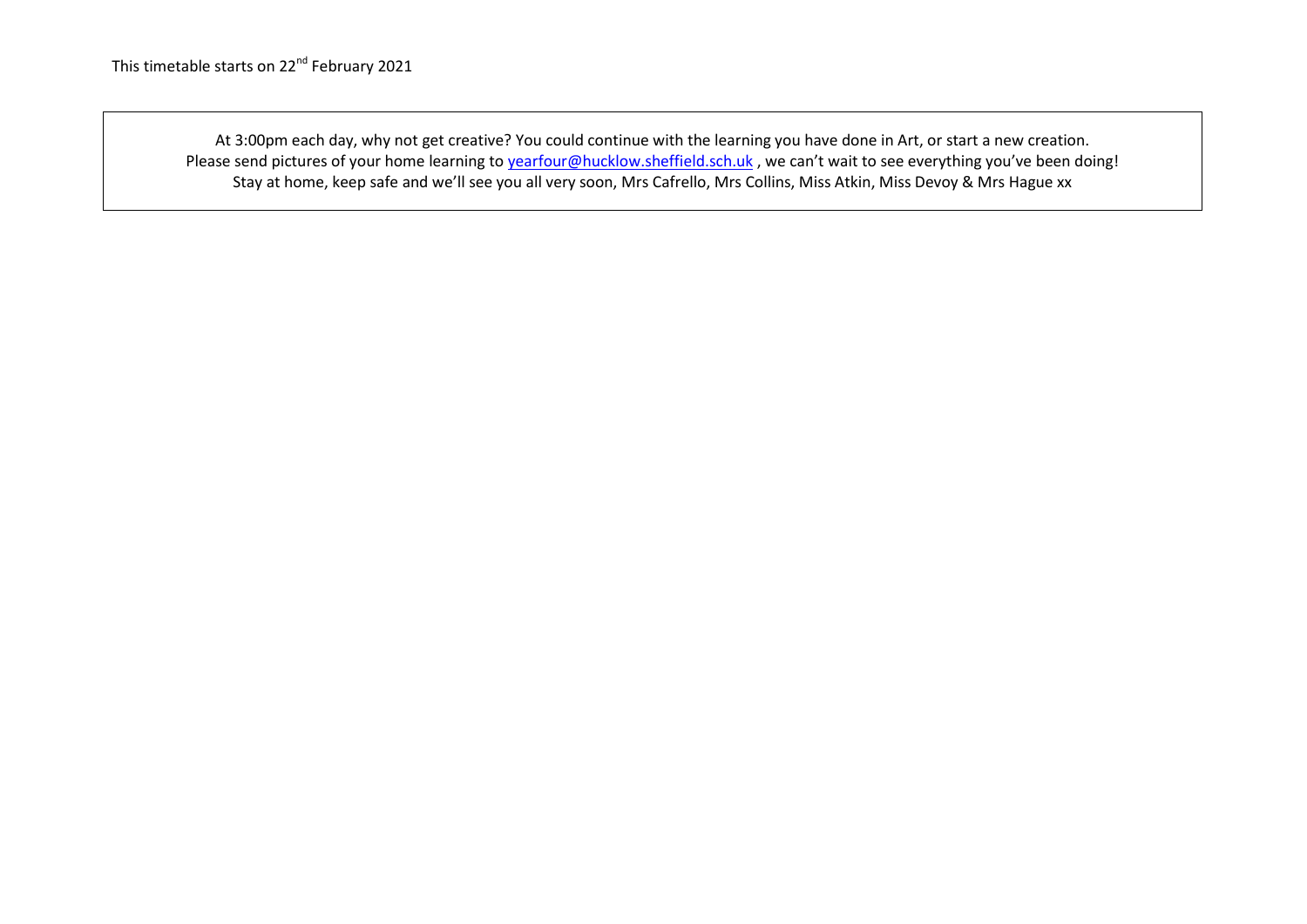This timetable starts on 22nd February 2021

At 3:00pm each day, why not get creative? You could continue with the learning you have done in Art, or start a new creation.
Please send pictures of your home learning to yearfour@hucklow.sheffield.sch.uk , we can't wait to see everything you've been doing!
Stay at home, keep safe and we'll see you all very soon, Mrs Cafrello, Mrs Collins, Miss Atkin, Miss Devoy & Mrs Hague xx